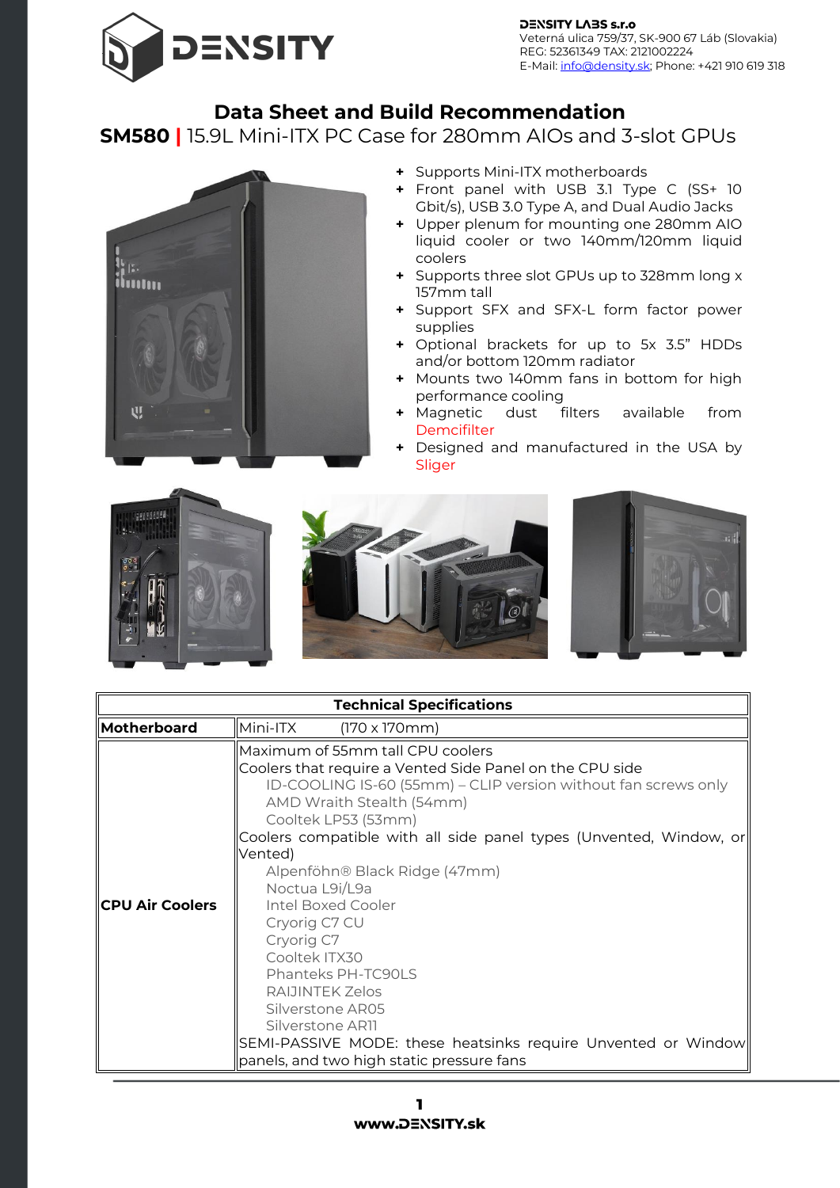**DENSITY LABS s.r.o**
Veterná ulica 759/37, SK-900 67 Láb (Slovakia)
REG: 52361349 TAX: 2121002224
E-Mail: info@density.sk; Phone: +421 910 619 318

# Data Sheet and Build Recommendation

## SM580 | 15.9L Mini-ITX PC Case for 280mm AIOs and 3-slot GPUs

- Supports Mini-ITX motherboards
- Front panel with USB 3.1 Type C (SS+ 10 Gbit/s), USB 3.0 Type A, and Dual Audio Jacks
- Upper plenum for mounting one 280mm AIO liquid cooler or two 140mm/120mm liquid coolers
- Supports three slot GPUs up to 328mm long x 157mm tall
- Support SFX and SFX-L form factor power supplies
- Optional brackets for up to 5x 3.5" HDDs and/or bottom 120mm radiator
- Mounts two 140mm fans in bottom for high performance cooling
- Magnetic dust filters available from Demcifilter
- Designed and manufactured in the USA by Sliger

| Technical Specifications | |
|---|---|
| **Motherboard** | Mini-ITX (170 x 170mm) |
| **CPU Air Coolers** | Maximum of 55mm tall CPU coolers<br>Coolers that require a Vented Side Panel on the CPU side<br>ID-COOLING IS-60 (55mm) – CLIP version without fan screws only<br>AMD Wraith Stealth (54mm)<br>Cooltek LP53 (53mm)<br>Coolers compatible with all side panel types (Unvented, Window, or Vented)<br>Alpenföhn® Black Ridge (47mm)<br>Noctua L9i/L9a<br>Intel Boxed Cooler<br>Cryorig C7 CU<br>Cryorig C7<br>Cooltek ITX30<br>Phanteks PH-TC90LS<br>RAIJINTEK Zelos<br>Silverstone AR05<br>Silverstone AR11<br>SEMI-PASSIVE MODE: these heatsinks require Unvented or Window panels, and two high static pressure fans |

www.DENSITY.sk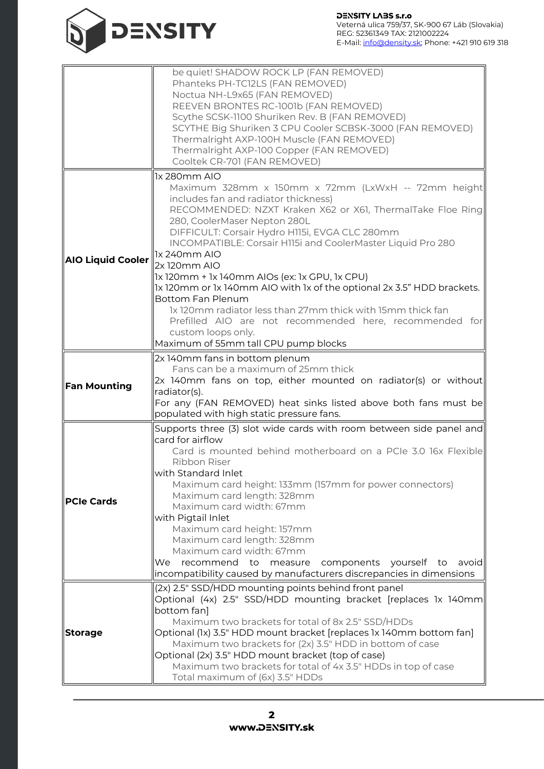| | |
|---|---|
| | be quiet! SHADOW ROCK LP (FAN REMOVED)<br>Phanteks PH-TC12LS (FAN REMOVED)<br>Noctua NH-L9x65 (FAN REMOVED)<br>REEVEN BRONTES RC-1001b (FAN REMOVED)<br>Scythe SCSK-1100 Shuriken Rev. B (FAN REMOVED)<br>SCYTHE Big Shuriken 3 CPU Cooler SCBSK-3000 (FAN REMOVED)<br>Thermalright AXP-100H Muscle (FAN REMOVED)<br>Thermalright AXP-100 Copper (FAN REMOVED)<br>Cooltek CR-701 (FAN REMOVED) |
| **AIO Liquid Cooler** | 1x 280mm AIO<br>Maximum 328mm x 150mm x 72mm (LxWxH -- 72mm height includes fan and radiator thickness)<br>RECOMMENDED: NZXT Kraken X62 or X61, ThermalTake Floe Ring 280, CoolerMaser Nepton 280L<br>DIFFICULT: Corsair Hydro H115i, EVGA CLC 280mm<br>INCOMPATIBLE: Corsair H115i and CoolerMaster Liquid Pro 280<br>1x 240mm AIO<br>2x 120mm AIO<br>1x 120mm + 1x 140mm AIOs (ex: 1x GPU, 1x CPU)<br>1x 120mm or 1x 140mm AIO with 1x of the optional 2x 3.5" HDD brackets.<br>Bottom Fan Plenum<br>1x 120mm radiator less than 27mm thick with 15mm thick fan<br>Prefilled AIO are not recommended here, recommended for custom loops only.<br>Maximum of 55mm tall CPU pump blocks |
| **Fan Mounting** | 2x 140mm fans in bottom plenum<br>Fans can be a maximum of 25mm thick<br>2x 140mm fans on top, either mounted on radiator(s) or without radiator(s).<br>For any (FAN REMOVED) heat sinks listed above both fans must be populated with high static pressure fans. |
| **PCIe Cards** | Supports three (3) slot wide cards with room between side panel and card for airflow<br>Card is mounted behind motherboard on a PCIe 3.0 16x Flexible Ribbon Riser<br>with Standard Inlet<br>Maximum card height: 133mm (157mm for power connectors)<br>Maximum card length: 328mm<br>Maximum card width: 67mm<br>with Pigtail Inlet<br>Maximum card height: 157mm<br>Maximum card length: 328mm<br>Maximum card width: 67mm<br>We recommend to measure components yourself to avoid incompatibility caused by manufacturers discrepancies in dimensions |
| **Storage** | (2x) 2.5" SSD/HDD mounting points behind front panel<br>Optional (4x) 2.5" SSD/HDD mounting bracket [replaces 1x 140mm bottom fan]<br>Maximum two brackets for total of 8x 2.5" SSD/HDDs<br>Optional (1x) 3.5" HDD mount bracket [replaces 1x 140mm bottom fan]<br>Maximum two brackets for (2x) 3.5" HDD in bottom of case<br>Optional (2x) 3.5" HDD mount bracket (top of case)<br>Maximum two brackets for total of 4x 3.5" HDDs in top of case<br>Total maximum of (6x) 3.5" HDDs |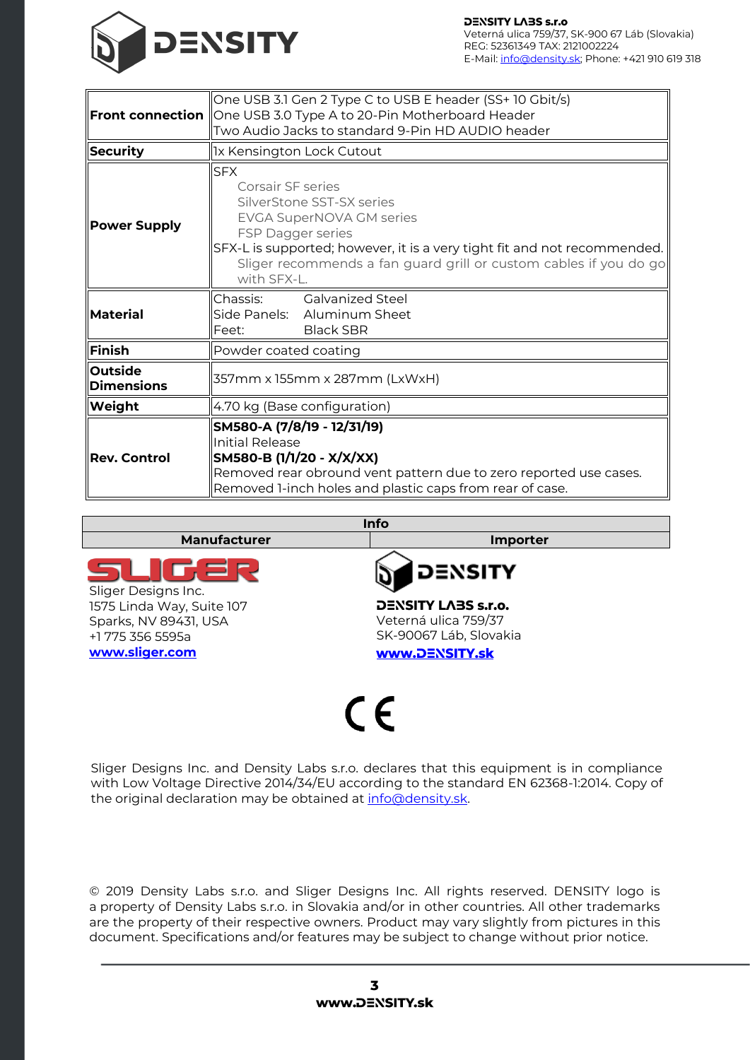| | |
|---|---|
| **Front connection** | One USB 3.1 Gen 2 Type C to USB E header (SS+ 10 Gbit/s)<br>One USB 3.0 Type A to 20-Pin Motherboard Header<br>Two Audio Jacks to standard 9-Pin HD AUDIO header |
| **Security** | 1x Kensington Lock Cutout |
| **Power Supply** | SFX<br>Corsair SF series<br>SilverStone SST-SX series<br>EVGA SuperNOVA GM series<br>FSP Dagger series<br>SFX-L is supported; however, it is a very tight fit and not recommended.<br>Sliger recommends a fan guard grill or custom cables if you do go with SFX-L. |
| **Material** | Chassis: Galvanized Steel<br>Side Panels: Aluminum Sheet<br>Feet: Black SBR |
| **Finish** | Powder coated coating |
| **Outside Dimensions** | 357mm x 155mm x 287mm (LxWxH) |
| **Weight** | 4.70 kg (Base configuration) |
| **Rev. Control** | **SM580-A (7/8/19 - 12/31/19)**<br>Initial Release<br>**SM580-B (1/1/20 - X/X/XX)**<br>Removed rear obround vent pattern due to zero reported use cases.<br>Removed 1-inch holes and plastic caps from rear of case. |

| **Info** | |
|---|---|
| **Manufacturer** | **Importer** |
| SLIGER<br>Sliger Designs Inc.<br>1575 Linda Way, Suite 107<br>Sparks, NV 89431, USA<br>+1 775 356 5595a<br>**www.sliger.com** | DENSITY<br>**DENSITY LABS s.r.o.**<br>Veterná ulica 759/37<br>SK-90067 Láb, Slovakia<br>**www.DENSITY.sk** |

CE

Sliger Designs Inc. and Density Labs s.r.o. declares that this equipment is in compliance with Low Voltage Directive 2014/34/EU according to the standard EN 62368-1:2014. Copy of the original declaration may be obtained at info@density.sk.

© 2019 Density Labs s.r.o. and Sliger Designs Inc. All rights reserved. DENSITY logo is a property of Density Labs s.r.o. in Slovakia and/or in other countries. All other trademarks are the property of their respective owners. Product may vary slightly from pictures in this document. Specifications and/or features may be subject to change without prior notice.